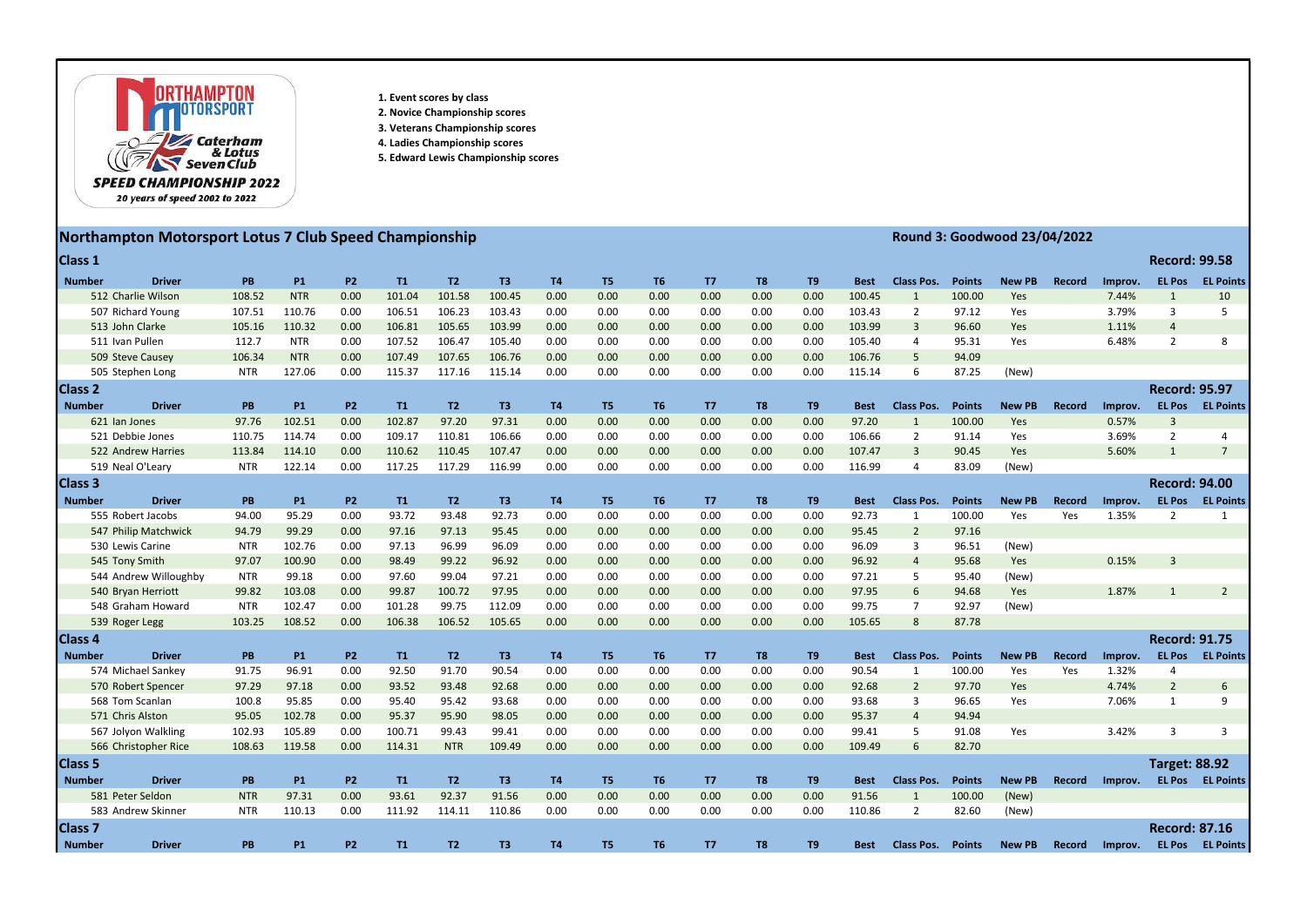1. Event scores by class
2. Novice Championship scores
3. Veterans Championship scores
4. Ladies Championship scores
5. Edward Lewis Championship scores

## Northampton Motorsport Lotus 7 Club Speed Championship

**Round 3: Goodwood 23/04/2022**

### Class 1

**Record: 99.58**

| Number | Driver | PB | P1 | P2 | T1 | T2 | T3 | T4 | T5 | T6 | T7 | T8 | T9 | Best | Class Pos. | Points | New PB | Record | Improv. | EL Pos | EL Points |
|---|---|---|---|---|---|---|---|---|---|---|---|---|---|---|---|---|---|---|---|---|---|
| 512 | Charlie Wilson | 108.52 | NTR | 0.00 | 101.04 | 101.58 | 100.45 | 0.00 | 0.00 | 0.00 | 0.00 | 0.00 | 0.00 | 100.45 | 1 | 100.00 | Yes | | 7.44% | 1 | 10 |
| 507 | Richard Young | 107.51 | 110.76 | 0.00 | 106.51 | 106.23 | 103.43 | 0.00 | 0.00 | 0.00 | 0.00 | 0.00 | 0.00 | 103.43 | 2 | 97.12 | Yes | | 3.79% | 3 | 5 |
| 513 | John Clarke | 105.16 | 110.32 | 0.00 | 106.81 | 105.65 | 103.99 | 0.00 | 0.00 | 0.00 | 0.00 | 0.00 | 0.00 | 103.99 | 3 | 96.60 | Yes | | 1.11% | 4 | |
| 511 | Ivan Pullen | 112.7 | NTR | 0.00 | 107.52 | 106.47 | 105.40 | 0.00 | 0.00 | 0.00 | 0.00 | 0.00 | 0.00 | 105.40 | 4 | 95.31 | Yes | | 6.48% | 2 | 8 |
| 509 | Steve Causey | 106.34 | NTR | 0.00 | 107.49 | 107.65 | 106.76 | 0.00 | 0.00 | 0.00 | 0.00 | 0.00 | 0.00 | 106.76 | 5 | 94.09 | | | | | |
| 505 | Stephen Long | NTR | 127.06 | 0.00 | 115.37 | 117.16 | 115.14 | 0.00 | 0.00 | 0.00 | 0.00 | 0.00 | 0.00 | 115.14 | 6 | 87.25 | (New) | | | | |

### Class 2

**Record: 95.97**

| Number | Driver | PB | P1 | P2 | T1 | T2 | T3 | T4 | T5 | T6 | T7 | T8 | T9 | Best | Class Pos. | Points | New PB | Record | Improv. | EL Pos | EL Points |
|---|---|---|---|---|---|---|---|---|---|---|---|---|---|---|---|---|---|---|---|---|---|
| 621 | Ian Jones | 97.76 | 102.51 | 0.00 | 102.87 | 97.20 | 97.31 | 0.00 | 0.00 | 0.00 | 0.00 | 0.00 | 0.00 | 97.20 | 1 | 100.00 | Yes | | 0.57% | 3 | |
| 521 | Debbie Jones | 110.75 | 114.74 | 0.00 | 109.17 | 110.81 | 106.66 | 0.00 | 0.00 | 0.00 | 0.00 | 0.00 | 0.00 | 106.66 | 2 | 91.14 | Yes | | 3.69% | 2 | 4 |
| 522 | Andrew Harries | 113.84 | 114.10 | 0.00 | 110.62 | 110.45 | 107.47 | 0.00 | 0.00 | 0.00 | 0.00 | 0.00 | 0.00 | 107.47 | 3 | 90.45 | Yes | | 5.60% | 1 | 7 |
| 519 | Neal O'Leary | NTR | 122.14 | 0.00 | 117.25 | 117.29 | 116.99 | 0.00 | 0.00 | 0.00 | 0.00 | 0.00 | 0.00 | 116.99 | 4 | 83.09 | (New) | | | | |

### Class 3

**Record: 94.00**

| Number | Driver | PB | P1 | P2 | T1 | T2 | T3 | T4 | T5 | T6 | T7 | T8 | T9 | Best | Class Pos. | Points | New PB | Record | Improv. | EL Pos | EL Points |
|---|---|---|---|---|---|---|---|---|---|---|---|---|---|---|---|---|---|---|---|---|---|
| 555 | Robert Jacobs | 94.00 | 95.29 | 0.00 | 93.72 | 93.48 | 92.73 | 0.00 | 0.00 | 0.00 | 0.00 | 0.00 | 0.00 | 92.73 | 1 | 100.00 | Yes | Yes | 1.35% | 2 | 1 |
| 547 | Philip Matchwick | 94.79 | 99.29 | 0.00 | 97.16 | 97.13 | 95.45 | 0.00 | 0.00 | 0.00 | 0.00 | 0.00 | 0.00 | 95.45 | 2 | 97.16 | | | | | |
| 530 | Lewis Carine | NTR | 102.76 | 0.00 | 97.13 | 96.99 | 96.09 | 0.00 | 0.00 | 0.00 | 0.00 | 0.00 | 0.00 | 96.09 | 3 | 96.51 | (New) | | | | |
| 545 | Tony Smith | 97.07 | 100.90 | 0.00 | 98.49 | 99.22 | 96.92 | 0.00 | 0.00 | 0.00 | 0.00 | 0.00 | 0.00 | 96.92 | 4 | 95.68 | Yes | | 0.15% | 3 | |
| 544 | Andrew Willoughby | NTR | 99.18 | 0.00 | 97.60 | 99.04 | 97.21 | 0.00 | 0.00 | 0.00 | 0.00 | 0.00 | 0.00 | 97.21 | 5 | 95.40 | (New) | | | | |
| 540 | Bryan Herriott | 99.82 | 103.08 | 0.00 | 99.87 | 100.72 | 97.95 | 0.00 | 0.00 | 0.00 | 0.00 | 0.00 | 0.00 | 97.95 | 6 | 94.68 | Yes | | 1.87% | 1 | 2 |
| 548 | Graham Howard | NTR | 102.47 | 0.00 | 101.28 | 99.75 | 112.09 | 0.00 | 0.00 | 0.00 | 0.00 | 0.00 | 0.00 | 99.75 | 7 | 92.97 | (New) | | | | |
| 539 | Roger Legg | 103.25 | 108.52 | 0.00 | 106.38 | 106.52 | 105.65 | 0.00 | 0.00 | 0.00 | 0.00 | 0.00 | 0.00 | 105.65 | 8 | 87.78 | | | | | |

### Class 4

**Record: 91.75**

| Number | Driver | PB | P1 | P2 | T1 | T2 | T3 | T4 | T5 | T6 | T7 | T8 | T9 | Best | Class Pos. | Points | New PB | Record | Improv. | EL Pos | EL Points |
|---|---|---|---|---|---|---|---|---|---|---|---|---|---|---|---|---|---|---|---|---|---|
| 574 | Michael Sankey | 91.75 | 96.91 | 0.00 | 92.50 | 91.70 | 90.54 | 0.00 | 0.00 | 0.00 | 0.00 | 0.00 | 0.00 | 90.54 | 1 | 100.00 | Yes | Yes | 1.32% | 4 | |
| 570 | Robert Spencer | 97.29 | 97.18 | 0.00 | 93.52 | 93.48 | 92.68 | 0.00 | 0.00 | 0.00 | 0.00 | 0.00 | 0.00 | 92.68 | 2 | 97.70 | Yes | | 4.74% | 2 | 6 |
| 568 | Tom Scanlan | 100.8 | 95.85 | 0.00 | 95.40 | 95.42 | 93.68 | 0.00 | 0.00 | 0.00 | 0.00 | 0.00 | 0.00 | 93.68 | 3 | 96.65 | Yes | | 7.06% | 1 | 9 |
| 571 | Chris Alston | 95.05 | 102.78 | 0.00 | 95.37 | 95.90 | 98.05 | 0.00 | 0.00 | 0.00 | 0.00 | 0.00 | 0.00 | 95.37 | 4 | 94.94 | | | | | |
| 567 | Jolyon Walkling | 102.93 | 105.89 | 0.00 | 100.71 | 99.43 | 99.41 | 0.00 | 0.00 | 0.00 | 0.00 | 0.00 | 0.00 | 99.41 | 5 | 91.08 | Yes | | 3.42% | 3 | 3 |
| 566 | Christopher Rice | 108.63 | 119.58 | 0.00 | 114.31 | NTR | 109.49 | 0.00 | 0.00 | 0.00 | 0.00 | 0.00 | 0.00 | 109.49 | 6 | 82.70 | | | | | |

### Class 5

**Target: 88.92**

| Number | Driver | PB | P1 | P2 | T1 | T2 | T3 | T4 | T5 | T6 | T7 | T8 | T9 | Best | Class Pos. | Points | New PB | Record | Improv. | EL Pos | EL Points |
|---|---|---|---|---|---|---|---|---|---|---|---|---|---|---|---|---|---|---|---|---|---|
| 581 | Peter Seldon | NTR | 97.31 | 0.00 | 93.61 | 92.37 | 91.56 | 0.00 | 0.00 | 0.00 | 0.00 | 0.00 | 0.00 | 91.56 | 1 | 100.00 | (New) | | | | |
| 583 | Andrew Skinner | NTR | 110.13 | 0.00 | 111.92 | 114.11 | 110.86 | 0.00 | 0.00 | 0.00 | 0.00 | 0.00 | 0.00 | 110.86 | 2 | 82.60 | (New) | | | | |

### Class 7

**Record: 87.16**

| Number | Driver | PB | P1 | P2 | T1 | T2 | T3 | T4 | T5 | T6 | T7 | T8 | T9 | Best | Class Pos. | Points | New PB | Record | Improv. | EL Pos | EL Points |
|---|---|---|---|---|---|---|---|---|---|---|---|---|---|---|---|---|---|---|---|---|---|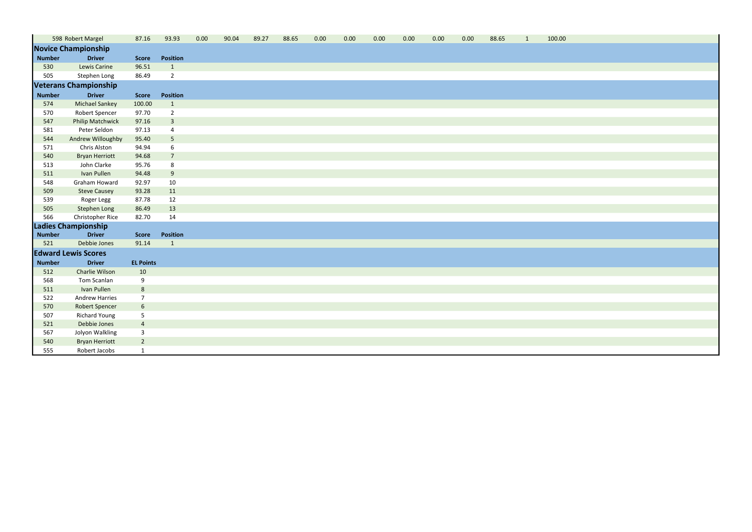| | | | | | | | | | | | | | | | | |
|---|---|---|---|---|---|---|---|---|---|---|---|---|---|---|---|---|
| 598 Robert Margel | 87.16 | 93.93 | 0.00 | 90.04 | 89.27 | 88.65 | 0.00 | 0.00 | 0.00 | 0.00 | 0.00 | 0.00 | 88.65 | 1 | 100.00 | |

## Novice Championship

| Number | Driver | Score | Position |
|---|---|---|---|
| 530 | Lewis Carine | 96.51 | 1 |
| 505 | Stephen Long | 86.49 | 2 |

## Veterans Championship

| Number | Driver | Score | Position |
|---|---|---|---|
| 574 | Michael Sankey | 100.00 | 1 |
| 570 | Robert Spencer | 97.70 | 2 |
| 547 | Philip Matchwick | 97.16 | 3 |
| 581 | Peter Seldon | 97.13 | 4 |
| 544 | Andrew Willoughby | 95.40 | 5 |
| 571 | Chris Alston | 94.94 | 6 |
| 540 | Bryan Herriott | 94.68 | 7 |
| 513 | John Clarke | 95.76 | 8 |
| 511 | Ivan Pullen | 94.48 | 9 |
| 548 | Graham Howard | 92.97 | 10 |
| 509 | Steve Causey | 93.28 | 11 |
| 539 | Roger Legg | 87.78 | 12 |
| 505 | Stephen Long | 86.49 | 13 |
| 566 | Christopher Rice | 82.70 | 14 |

## Ladies Championship

| Number | Driver | Score | Position |
|---|---|---|---|
| 521 | Debbie Jones | 91.14 | 1 |

## Edward Lewis Scores

| Number | Driver | EL Points |
|---|---|---|
| 512 | Charlie Wilson | 10 |
| 568 | Tom Scanlan | 9 |
| 511 | Ivan Pullen | 8 |
| 522 | Andrew Harries | 7 |
| 570 | Robert Spencer | 6 |
| 507 | Richard Young | 5 |
| 521 | Debbie Jones | 4 |
| 567 | Jolyon Walkling | 3 |
| 540 | Bryan Herriott | 2 |
| 555 | Robert Jacobs | 1 |